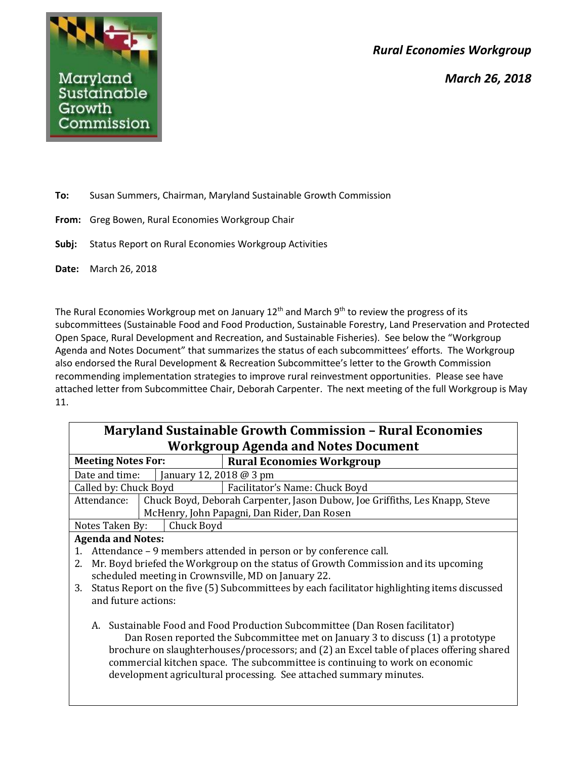*Rural Economies Workgroup*

*March 26, 2018*

**To:** Susan Summers, Chairman, Maryland Sustainable Growth Commission

**From:** Greg Bowen, Rural Economies Workgroup Chair

**Subj:** Status Report on Rural Economies Workgroup Activities

**Date:** March 26, 2018

The Rural Economies Workgroup met on January 12th and March 9th to review the progress of its subcommittees (Sustainable Food and Food Production, Sustainable Forestry, Land Preservation and Protected Open Space, Rural Development and Recreation, and Sustainable Fisheries). See below the "Workgroup Agenda and Notes Document" that summarizes the status of each subcommittees' efforts. The Workgroup also endorsed the Rural Development & Recreation Subcommittee's letter to the Growth Commission recommending implementation strategies to improve rural reinvestment opportunities. Please see have attached letter from Subcommittee Chair, Deborah Carpenter. The next meeting of the full Workgroup is May 11.

## Maryland Sustainable Growth Commission – Rural Economies Workgroup Agenda and Notes Document

| **Meeting Notes For:** | **Rural Economies Workgroup** |
|---|---|
| Date and time: | January 12, 2018 @ 3 pm |
| Called by: Chuck Boyd | Facilitator's Name: Chuck Boyd |
| Attendance: | Chuck Boyd, Deborah Carpenter, Jason Dubow, Joe Griffiths, Les Knapp, Steve McHenry, John Papagni, Dan Rider, Dan Rosen |
| Notes Taken By: | Chuck Boyd |

**Agenda and Notes:**

1. Attendance – 9 members attended in person or by conference call.
2. Mr. Boyd briefed the Workgroup on the status of Growth Commission and its upcoming scheduled meeting in Crownsville, MD on January 22.
3. Status Report on the five (5) Subcommittees by each facilitator highlighting items discussed and future actions:

   A. Sustainable Food and Food Production Subcommittee (Dan Rosen facilitator)
   Dan Rosen reported the Subcommittee met on January 3 to discuss (1) a prototype brochure on slaughterhouses/processors; and (2) an Excel table of places offering shared commercial kitchen space. The subcommittee is continuing to work on economic development agricultural processing. See attached summary minutes.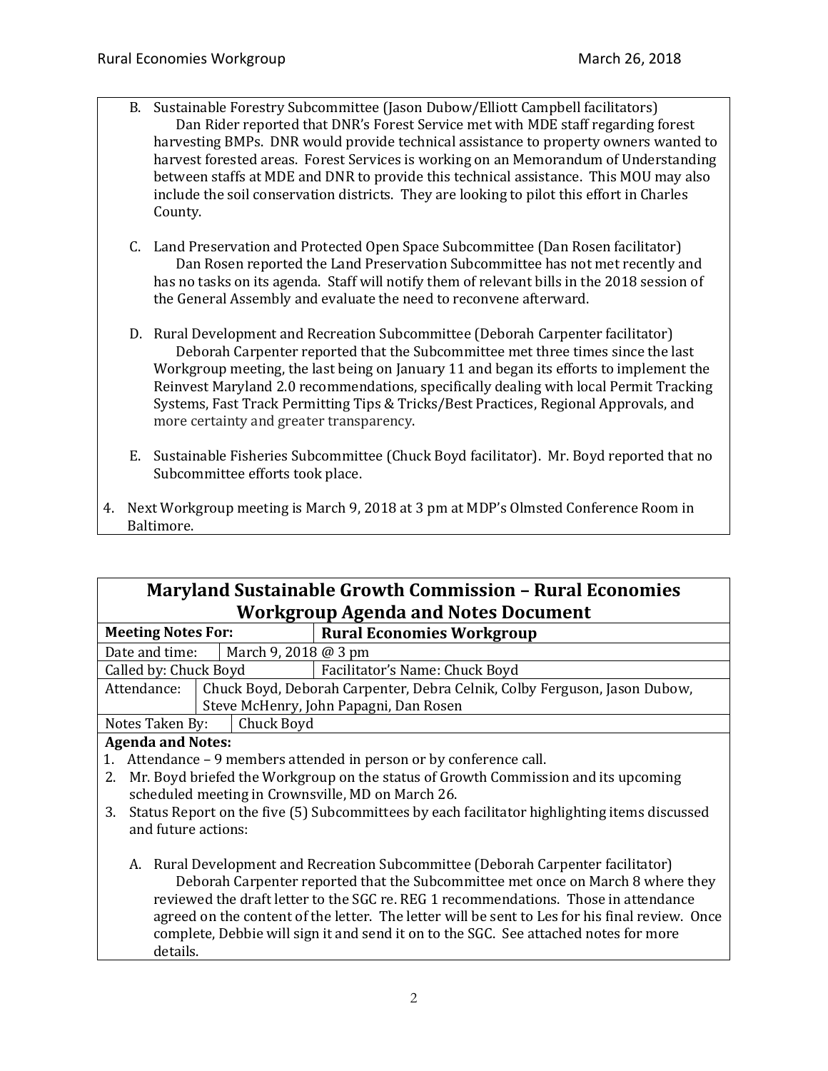B. Sustainable Forestry Subcommittee (Jason Dubow/Elliott Campbell facilitators)
   Dan Rider reported that DNR's Forest Service met with MDE staff regarding forest harvesting BMPs. DNR would provide technical assistance to property owners wanted to harvest forested areas. Forest Services is working on an Memorandum of Understanding between staffs at MDE and DNR to provide this technical assistance. This MOU may also include the soil conservation districts. They are looking to pilot this effort in Charles County.

C. Land Preservation and Protected Open Space Subcommittee (Dan Rosen facilitator)
   Dan Rosen reported the Land Preservation Subcommittee has not met recently and has no tasks on its agenda. Staff will notify them of relevant bills in the 2018 session of the General Assembly and evaluate the need to reconvene afterward.

D. Rural Development and Recreation Subcommittee (Deborah Carpenter facilitator)
   Deborah Carpenter reported that the Subcommittee met three times since the last Workgroup meeting, the last being on January 11 and began its efforts to implement the Reinvest Maryland 2.0 recommendations, specifically dealing with local Permit Tracking Systems, Fast Track Permitting Tips & Tricks/Best Practices, Regional Approvals, and more certainty and greater transparency.

E. Sustainable Fisheries Subcommittee (Chuck Boyd facilitator). Mr. Boyd reported that no Subcommittee efforts took place.

4. Next Workgroup meeting is March 9, 2018 at 3 pm at MDP's Olmsted Conference Room in Baltimore.

## Maryland Sustainable Growth Commission – Rural Economies Workgroup Agenda and Notes Document

| | |
|---|---|
| **Meeting Notes For:** | **Rural Economies Workgroup** |
| Date and time: | March 9, 2018 @ 3 pm |
| Called by: Chuck Boyd | Facilitator's Name: Chuck Boyd |
| Attendance: | Chuck Boyd, Deborah Carpenter, Debra Celnik, Colby Ferguson, Jason Dubow, Steve McHenry, John Papagni, Dan Rosen |
| Notes Taken By: | Chuck Boyd |

**Agenda and Notes:**

1. Attendance – 9 members attended in person or by conference call.
2. Mr. Boyd briefed the Workgroup on the status of Growth Commission and its upcoming scheduled meeting in Crownsville, MD on March 26.
3. Status Report on the five (5) Subcommittees by each facilitator highlighting items discussed and future actions:

   A. Rural Development and Recreation Subcommittee (Deborah Carpenter facilitator)
      Deborah Carpenter reported that the Subcommittee met once on March 8 where they reviewed the draft letter to the SGC re. REG 1 recommendations. Those in attendance agreed on the content of the letter. The letter will be sent to Les for his final review. Once complete, Debbie will sign it and send it on to the SGC. See attached notes for more details.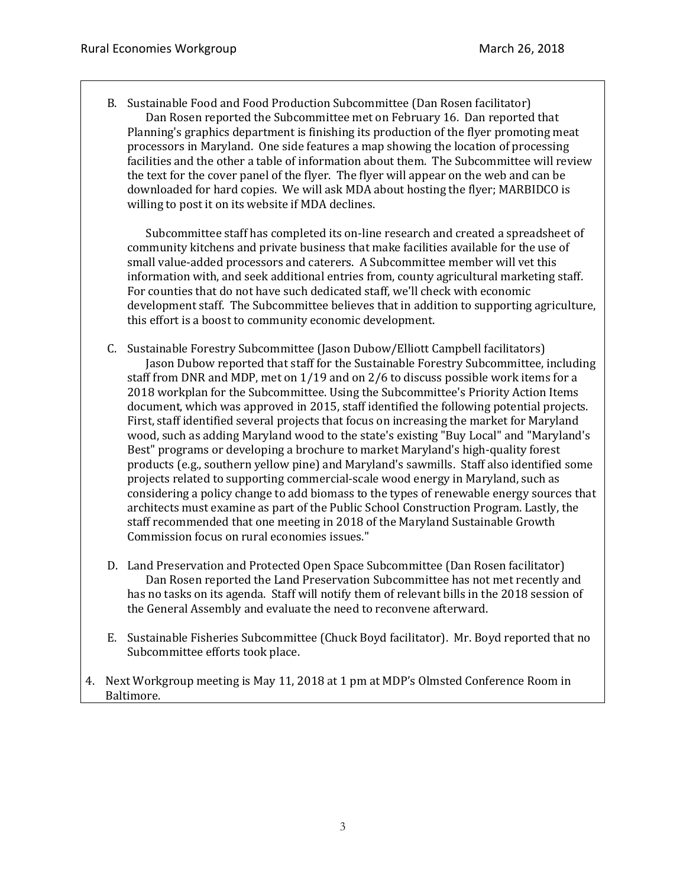B. Sustainable Food and Food Production Subcommittee (Dan Rosen facilitator)

Dan Rosen reported the Subcommittee met on February 16. Dan reported that Planning's graphics department is finishing its production of the flyer promoting meat processors in Maryland. One side features a map showing the location of processing facilities and the other a table of information about them. The Subcommittee will review the text for the cover panel of the flyer. The flyer will appear on the web and can be downloaded for hard copies. We will ask MDA about hosting the flyer; MARBIDCO is willing to post it on its website if MDA declines.

Subcommittee staff has completed its on-line research and created a spreadsheet of community kitchens and private business that make facilities available for the use of small value-added processors and caterers. A Subcommittee member will vet this information with, and seek additional entries from, county agricultural marketing staff. For counties that do not have such dedicated staff, we'll check with economic development staff. The Subcommittee believes that in addition to supporting agriculture, this effort is a boost to community economic development.

C. Sustainable Forestry Subcommittee (Jason Dubow/Elliott Campbell facilitators)

Jason Dubow reported that staff for the Sustainable Forestry Subcommittee, including staff from DNR and MDP, met on 1/19 and on 2/6 to discuss possible work items for a 2018 workplan for the Subcommittee. Using the Subcommittee's Priority Action Items document, which was approved in 2015, staff identified the following potential projects. First, staff identified several projects that focus on increasing the market for Maryland wood, such as adding Maryland wood to the state's existing "Buy Local" and "Maryland's Best" programs or developing a brochure to market Maryland's high-quality forest products (e.g., southern yellow pine) and Maryland's sawmills. Staff also identified some projects related to supporting commercial-scale wood energy in Maryland, such as considering a policy change to add biomass to the types of renewable energy sources that architects must examine as part of the Public School Construction Program. Lastly, the staff recommended that one meeting in 2018 of the Maryland Sustainable Growth Commission focus on rural economies issues."

D. Land Preservation and Protected Open Space Subcommittee (Dan Rosen facilitator)

Dan Rosen reported the Land Preservation Subcommittee has not met recently and has no tasks on its agenda. Staff will notify them of relevant bills in the 2018 session of the General Assembly and evaluate the need to reconvene afterward.

E. Sustainable Fisheries Subcommittee (Chuck Boyd facilitator). Mr. Boyd reported that no Subcommittee efforts took place.

4. Next Workgroup meeting is May 11, 2018 at 1 pm at MDP's Olmsted Conference Room in Baltimore.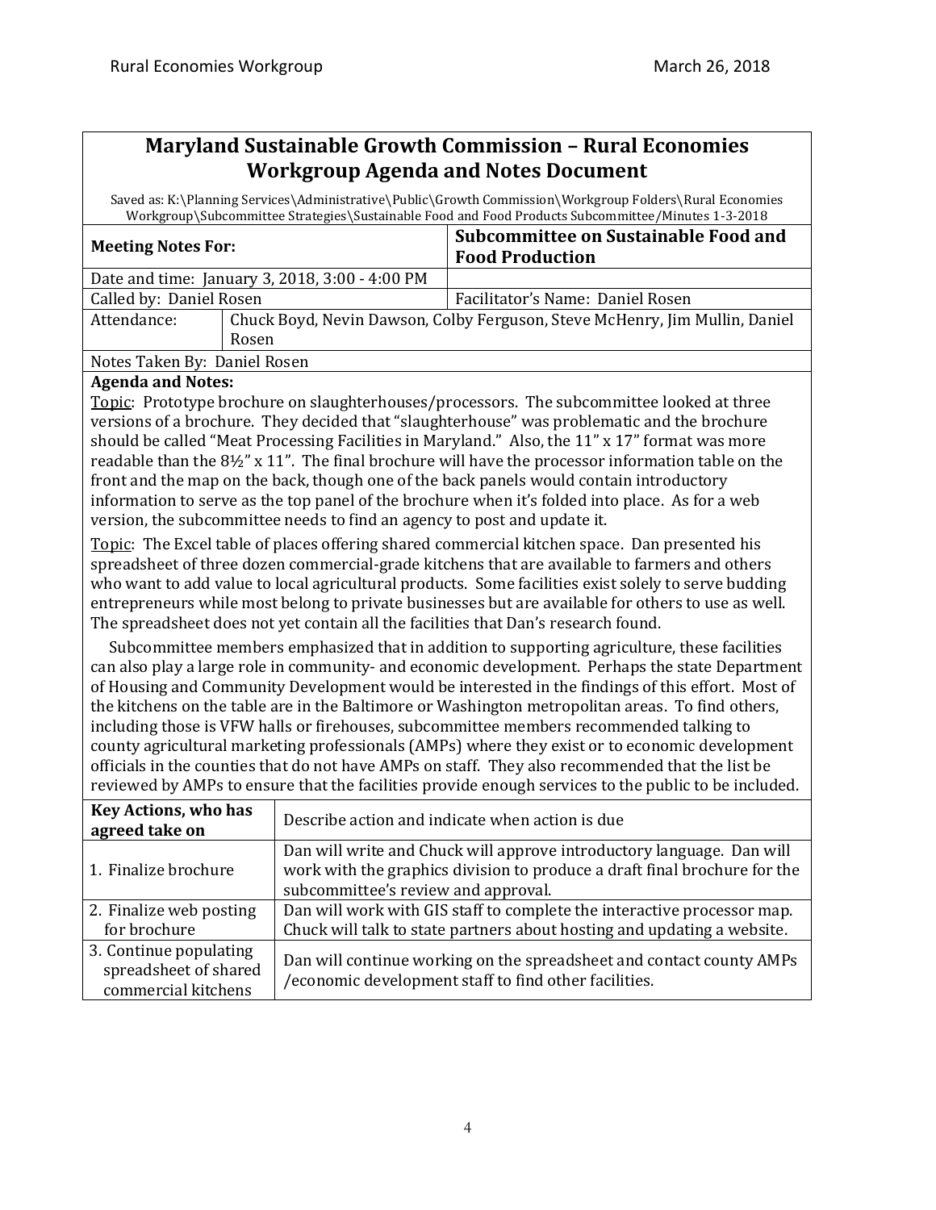# Maryland Sustainable Growth Commission – Rural Economies Workgroup Agenda and Notes Document

Saved as: K:\Planning Services\Administrative\Public\Growth Commission\Workgroup Folders\Rural Economies Workgroup\Subcommittee Strategies\Sustainable Food and Food Products Subcommittee/Minutes 1-3-2018

| **Meeting Notes For:** | | **Subcommittee on Sustainable Food and Food Production** |
|---|---|---|
| Date and time: January 3, 2018, 3:00 - 4:00 PM | | |
| Called by: Daniel Rosen | | Facilitator's Name: Daniel Rosen |
| Attendance: | Chuck Boyd, Nevin Dawson, Colby Ferguson, Steve McHenry, Jim Mullin, Daniel Rosen | |
| Notes Taken By: Daniel Rosen | | |

**Agenda and Notes:**

Topic: Prototype brochure on slaughterhouses/processors. The subcommittee looked at three versions of a brochure. They decided that "slaughterhouse" was problematic and the brochure should be called "Meat Processing Facilities in Maryland." Also, the 11" x 17" format was more readable than the 8½" x 11". The final brochure will have the processor information table on the front and the map on the back, though one of the back panels would contain introductory information to serve as the top panel of the brochure when it's folded into place. As for a web version, the subcommittee needs to find an agency to post and update it.

Topic: The Excel table of places offering shared commercial kitchen space. Dan presented his spreadsheet of three dozen commercial-grade kitchens that are available to farmers and others who want to add value to local agricultural products. Some facilities exist solely to serve budding entrepreneurs while most belong to private businesses but are available for others to use as well. The spreadsheet does not yet contain all the facilities that Dan's research found.

Subcommittee members emphasized that in addition to supporting agriculture, these facilities can also play a large role in community- and economic development. Perhaps the state Department of Housing and Community Development would be interested in the findings of this effort. Most of the kitchens on the table are in the Baltimore or Washington metropolitan areas. To find others, including those is VFW halls or firehouses, subcommittee members recommended talking to county agricultural marketing professionals (AMPs) where they exist or to economic development officials in the counties that do not have AMPs on staff. They also recommended that the list be reviewed by AMPs to ensure that the facilities provide enough services to the public to be included.

| **Key Actions, who has agreed take on** | Describe action and indicate when action is due |
|---|---|
| 1. Finalize brochure | Dan will write and Chuck will approve introductory language. Dan will work with the graphics division to produce a draft final brochure for the subcommittee's review and approval. |
| 2. Finalize web posting for brochure | Dan will work with GIS staff to complete the interactive processor map. Chuck will talk to state partners about hosting and updating a website. |
| 3. Continue populating spreadsheet of shared commercial kitchens | Dan will continue working on the spreadsheet and contact county AMPs /economic development staff to find other facilities. |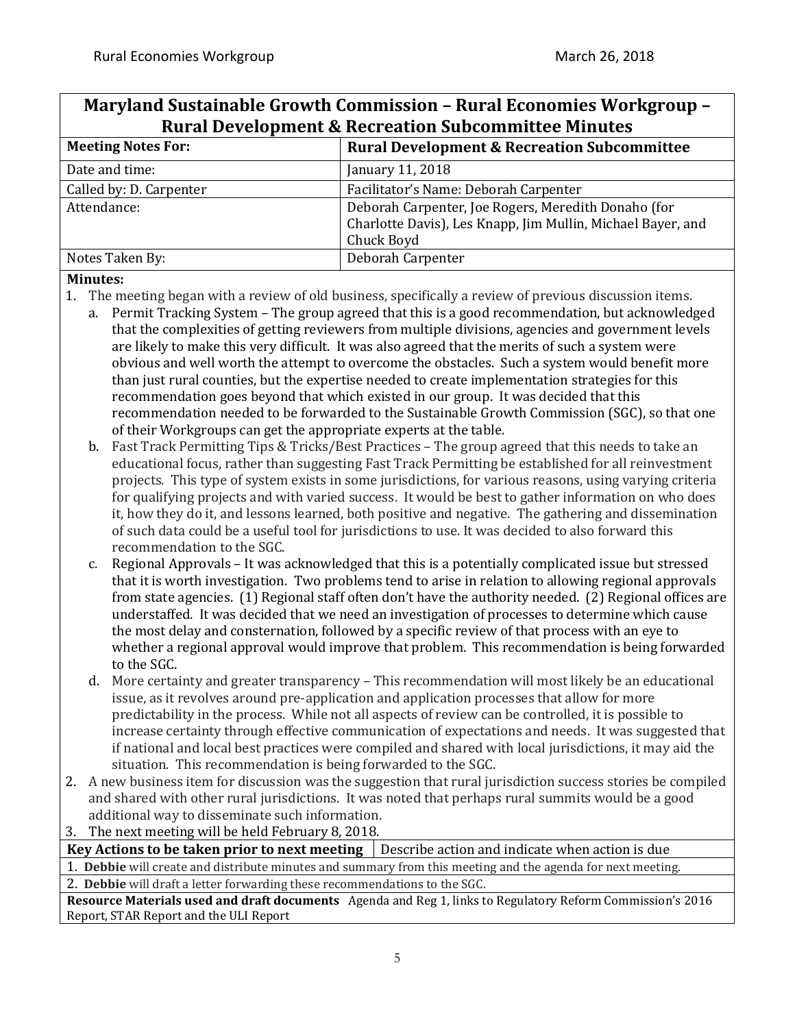# Maryland Sustainable Growth Commission – Rural Economies Workgroup – Rural Development & Recreation Subcommittee Minutes

| **Meeting Notes For:** | **Rural Development & Recreation Subcommittee** |
|---|---|
| Date and time: | January 11, 2018 |
| Called by: D. Carpenter | Facilitator's Name: Deborah Carpenter |
| Attendance: | Deborah Carpenter, Joe Rogers, Meredith Donaho (for Charlotte Davis), Les Knapp, Jim Mullin, Michael Bayer, and Chuck Boyd |
| Notes Taken By: | Deborah Carpenter |

**Minutes:**

1. The meeting began with a review of old business, specifically a review of previous discussion items.
   a. Permit Tracking System – The group agreed that this is a good recommendation, but acknowledged that the complexities of getting reviewers from multiple divisions, agencies and government levels are likely to make this very difficult. It was also agreed that the merits of such a system were obvious and well worth the attempt to overcome the obstacles. Such a system would benefit more than just rural counties, but the expertise needed to create implementation strategies for this recommendation goes beyond that which existed in our group. It was decided that this recommendation needed to be forwarded to the Sustainable Growth Commission (SGC), so that one of their Workgroups can get the appropriate experts at the table.
   b. Fast Track Permitting Tips & Tricks/Best Practices – The group agreed that this needs to take an educational focus, rather than suggesting Fast Track Permitting be established for all reinvestment projects. This type of system exists in some jurisdictions, for various reasons, using varying criteria for qualifying projects and with varied success. It would be best to gather information on who does it, how they do it, and lessons learned, both positive and negative. The gathering and dissemination of such data could be a useful tool for jurisdictions to use. It was decided to also forward this recommendation to the SGC.
   c. Regional Approvals – It was acknowledged that this is a potentially complicated issue but stressed that it is worth investigation. Two problems tend to arise in relation to allowing regional approvals from state agencies. (1) Regional staff often don't have the authority needed. (2) Regional offices are understaffed. It was decided that we need an investigation of processes to determine which cause the most delay and consternation, followed by a specific review of that process with an eye to whether a regional approval would improve that problem. This recommendation is being forwarded to the SGC.
   d. More certainty and greater transparency – This recommendation will most likely be an educational issue, as it revolves around pre-application and application processes that allow for more predictability in the process. While not all aspects of review can be controlled, it is possible to increase certainty through effective communication of expectations and needs. It was suggested that if national and local best practices were compiled and shared with local jurisdictions, it may aid the situation. This recommendation is being forwarded to the SGC.
2. A new business item for discussion was the suggestion that rural jurisdiction success stories be compiled and shared with other rural jurisdictions. It was noted that perhaps rural summits would be a good additional way to disseminate such information.
3. The next meeting will be held February 8, 2018.

| **Key Actions to be taken prior to next meeting** | Describe action and indicate when action is due |
|---|---|
| 1. **Debbie** will create and distribute minutes and summary from this meeting and the agenda for next meeting. | |
| 2. **Debbie** will draft a letter forwarding these recommendations to the SGC. | |

**Resource Materials used and draft documents** Agenda and Reg 1, links to Regulatory Reform Commission's 2016 Report, STAR Report and the ULI Report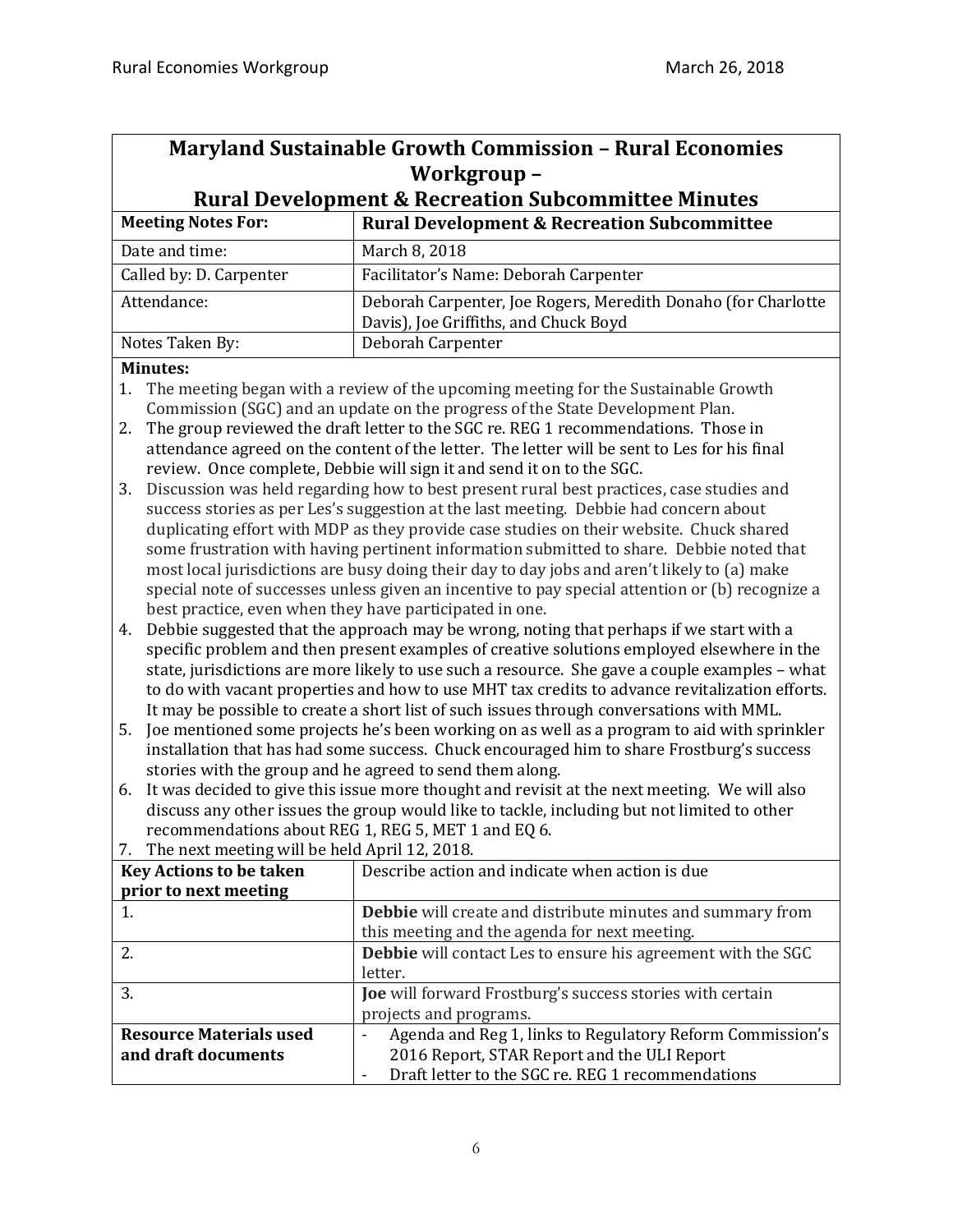# Maryland Sustainable Growth Commission – Rural Economies Workgroup – Rural Development & Recreation Subcommittee Minutes

| | |
|---|---|
| **Meeting Notes For:** | **Rural Development & Recreation Subcommittee** |
| Date and time: | March 8, 2018 |
| Called by: D. Carpenter | Facilitator's Name: Deborah Carpenter |
| Attendance: | Deborah Carpenter, Joe Rogers, Meredith Donaho (for Charlotte Davis), Joe Griffiths, and Chuck Boyd |
| Notes Taken By: | Deborah Carpenter |

**Minutes:**

1. The meeting began with a review of the upcoming meeting for the Sustainable Growth Commission (SGC) and an update on the progress of the State Development Plan.
2. The group reviewed the draft letter to the SGC re. REG 1 recommendations. Those in attendance agreed on the content of the letter. The letter will be sent to Les for his final review. Once complete, Debbie will sign it and send it on to the SGC.
3. Discussion was held regarding how to best present rural best practices, case studies and success stories as per Les's suggestion at the last meeting. Debbie had concern about duplicating effort with MDP as they provide case studies on their website. Chuck shared some frustration with having pertinent information submitted to share. Debbie noted that most local jurisdictions are busy doing their day to day jobs and aren't likely to (a) make special note of successes unless given an incentive to pay special attention or (b) recognize a best practice, even when they have participated in one.
4. Debbie suggested that the approach may be wrong, noting that perhaps if we start with a specific problem and then present examples of creative solutions employed elsewhere in the state, jurisdictions are more likely to use such a resource. She gave a couple examples – what to do with vacant properties and how to use MHT tax credits to advance revitalization efforts. It may be possible to create a short list of such issues through conversations with MML.
5. Joe mentioned some projects he's been working on as well as a program to aid with sprinkler installation that has had some success. Chuck encouraged him to share Frostburg's success stories with the group and he agreed to send them along.
6. It was decided to give this issue more thought and revisit at the next meeting. We will also discuss any other issues the group would like to tackle, including but not limited to other recommendations about REG 1, REG 5, MET 1 and EQ 6.
7. The next meeting will be held April 12, 2018.

| **Key Actions to be taken prior to next meeting** | Describe action and indicate when action is due |
|---|---|
| 1. | **Debbie** will create and distribute minutes and summary from this meeting and the agenda for next meeting. |
| 2. | **Debbie** will contact Les to ensure his agreement with the SGC letter. |
| 3. | **Joe** will forward Frostburg's success stories with certain projects and programs. |
| **Resource Materials used and draft documents** | - Agenda and Reg 1, links to Regulatory Reform Commission's 2016 Report, STAR Report and the ULI Report<br>- Draft letter to the SGC re. REG 1 recommendations |